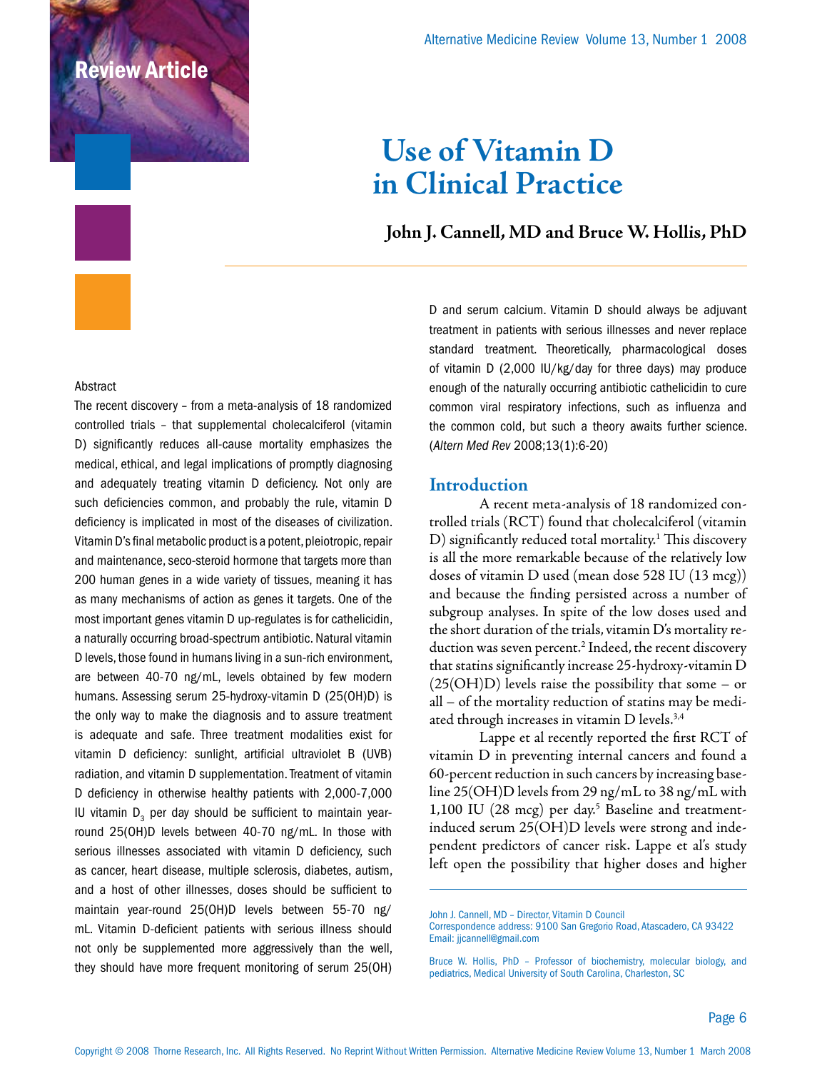Review Article

# Use of Vitamin D in Clinical Practice

**John J. Cannell, MD and Bruce W. Hollis, PhD**

## Abstract

The recent discovery – from a meta-analysis of 18 randomized controlled trials – that supplemental cholecalciferol (vitamin D) significantly reduces all-cause mortality emphasizes the medical, ethical, and legal implications of promptly diagnosing and adequately treating vitamin D deficiency. Not only are such deficiencies common, and probably the rule, vitamin D deficiency is implicated in most of the diseases of civilization. Vitamin D's final metabolic product is a potent, pleiotropic, repair and maintenance, seco-steroid hormone that targets more than 200 human genes in a wide variety of tissues, meaning it has as many mechanisms of action as genes it targets. One of the most important genes vitamin D up-regulates is for cathelicidin, a naturally occurring broad-spectrum antibiotic. Natural vitamin D levels, those found in humans living in a sun-rich environment, are between 40-70 ng/mL, levels obtained by few modern humans. Assessing serum 25-hydroxy-vitamin D (25(OH)D) is the only way to make the diagnosis and to assure treatment is adequate and safe. Three treatment modalities exist for vitamin D deficiency: sunlight, artificial ultraviolet B (UVB) radiation, and vitamin D supplementation. Treatment of vitamin D deficiency in otherwise healthy patients with 2,000-7,000 IU vitamin $D_3$ per day should be sufficient to maintain year-round 25(OH)D levels between 40-70 ng/mL. In those with serious illnesses associated with vitamin D deficiency, such as cancer, heart disease, multiple sclerosis, diabetes, autism, and a host of other illnesses, doses should be sufficient to maintain year-round 25(OH)D levels between 55-70 ng/mL. Vitamin D-deficient patients with serious illness should not only be supplemented more aggressively than the well, they should have more frequent monitoring of serum 25(OH) D and serum calcium. Vitamin D should always be adjuvant treatment in patients with serious illnesses and never replace standard treatment. Theoretically, pharmacological doses of vitamin D (2,000 IU/kg/day for three days) may produce enough of the naturally occurring antibiotic cathelicidin to cure common viral respiratory infections, such as influenza and the common cold, but such a theory awaits further science. (*Altern Med Rev* 2008;13(1):6-20)

## Introduction

A recent meta-analysis of 18 randomized controlled trials (RCT) found that cholecalciferol (vitamin D) significantly reduced total mortality.[1] This discovery is all the more remarkable because of the relatively low doses of vitamin D used (mean dose 528 IU (13 mcg)) and because the finding persisted across a number of subgroup analyses. In spite of the low doses used and the short duration of the trials, vitamin D's mortality reduction was seven percent.[2] Indeed, the recent discovery that statins significantly increase 25-hydroxy-vitamin D (25(OH)D) levels raise the possibility that some – or all – of the mortality reduction of statins may be mediated through increases in vitamin D levels.[3,4]

Lappe et al recently reported the first RCT of vitamin D in preventing internal cancers and found a 60-percent reduction in such cancers by increasing baseline 25(OH)D levels from 29 ng/mL to 38 ng/mL with 1,100 IU (28 mcg) per day.[5] Baseline and treatment-induced serum 25(OH)D levels were strong and independent predictors of cancer risk. Lappe et al's study left open the possibility that higher doses and higher

John J. Cannell, MD – Director, Vitamin D Council
Correspondence address: 9100 San Gregorio Road, Atascadero, CA 93422
Email: jjcannell@gmail.com

Bruce W. Hollis, PhD – Professor of biochemistry, molecular biology, and pediatrics, Medical University of South Carolina, Charleston, SC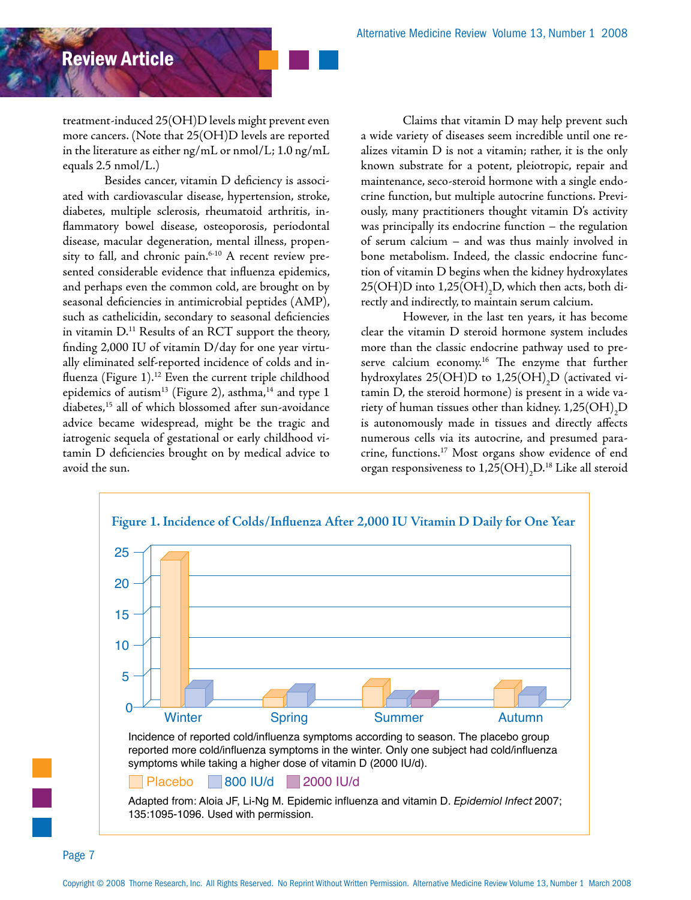treatment-induced 25(OH)D levels might prevent even more cancers. (Note that 25(OH)D levels are reported in the literature as either ng/mL or nmol/L; 1.0 ng/mL equals 2.5 nmol/L.)

Besides cancer, vitamin D deficiency is associated with cardiovascular disease, hypertension, stroke, diabetes, multiple sclerosis, rheumatoid arthritis, inflammatory bowel disease, osteoporosis, periodontal disease, macular degeneration, mental illness, propensity to fall, and chronic pain.[6-10] A recent review presented considerable evidence that influenza epidemics, and perhaps even the common cold, are brought on by seasonal deficiencies in antimicrobial peptides (AMP), such as cathelicidin, secondary to seasonal deficiencies in vitamin D.[11] Results of an RCT support the theory, finding 2,000 IU of vitamin D/day for one year virtually eliminated self-reported incidence of colds and influenza (Figure 1).[12] Even the current triple childhood epidemics of autism[13] (Figure 2), asthma,[14] and type 1 diabetes,[15] all of which blossomed after sun-avoidance advice became widespread, might be the tragic and iatrogenic sequela of gestational or early childhood vitamin D deficiencies brought on by medical advice to avoid the sun.

Claims that vitamin D may help prevent such a wide variety of diseases seem incredible until one realizes vitamin D is not a vitamin; rather, it is the only known substrate for a potent, pleiotropic, repair and maintenance, seco-steroid hormone with a single endocrine function, but multiple autocrine functions. Previously, many practitioners thought vitamin D's activity was principally its endocrine function – the regulation of serum calcium – and was thus mainly involved in bone metabolism. Indeed, the classic endocrine function of vitamin D begins when the kidney hydroxylates 25(OH)D into $1,25(OH)_2D$, which then acts, both directly and indirectly, to maintain serum calcium.

However, in the last ten years, it has become clear the vitamin D steroid hormone system includes more than the classic endocrine pathway used to preserve calcium economy.[16] The enzyme that further hydroxylates 25(OH)D to $1,25(OH)_2D$ (activated vitamin D, the steroid hormone) is present in a wide variety of human tissues other than kidney. $1,25(OH)_2D$ is autonomously made in tissues and directly affects numerous cells via its autocrine, and presumed paracrine, functions.[17] Most organs show evidence of end organ responsiveness to $1,25(OH)_2D$.[18] Like all steroid

**Figure 1. Incidence of Colds/Influenza After 2,000 IU Vitamin D Daily for One Year**

Incidence of reported cold/influenza symptoms according to season. The placebo group reported more cold/influenza symptoms in the winter. Only one subject had cold/influenza symptoms while taking a higher dose of vitamin D (2000 IU/d).

Placebo | 800 IU/d | 2000 IU/d

Adapted from: Aloia JF, Li-Ng M. Epidemic influenza and vitamin D. *Epidemiol Infect* 2007; 135:1095-1096. Used with permission.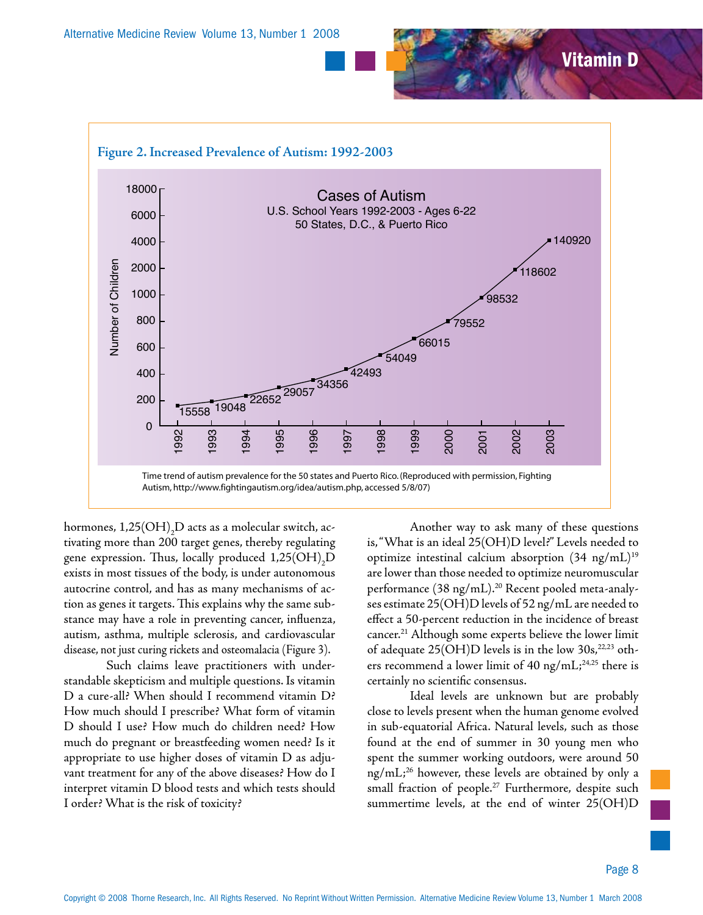**Figure 2. Increased Prevalence of Autism: 1992-2003**

Time trend of autism prevalence for the 50 states and Puerto Rico. (Reproduced with permission, Fighting Autism, http://www.fightingautism.org/idea/autism.php, accessed 5/8/07)

hormones, $1,25(OH)_2D$ acts as a molecular switch, activating more than 200 target genes, thereby regulating gene expression. Thus, locally produced $1,25(OH)_2D$ exists in most tissues of the body, is under autonomous autocrine control, and has as many mechanisms of action as genes it targets. This explains why the same substance may have a role in preventing cancer, influenza, autism, asthma, multiple sclerosis, and cardiovascular disease, not just curing rickets and osteomalacia (Figure 3).

Such claims leave practitioners with understandable skepticism and multiple questions. Is vitamin D a cure-all? When should I recommend vitamin D? How much should I prescribe? What form of vitamin D should I use? How much do children need? How much do pregnant or breastfeeding women need? Is it appropriate to use higher doses of vitamin D as adjuvant treatment for any of the above diseases? How do I interpret vitamin D blood tests and which tests should I order? What is the risk of toxicity?

Another way to ask many of these questions is, "What is an ideal 25(OH)D level?" Levels needed to optimize intestinal calcium absorption (34 ng/mL)[19] are lower than those needed to optimize neuromuscular performance (38 ng/mL).[20] Recent pooled meta-analyses estimate 25(OH)D levels of 52 ng/mL are needed to effect a 50-percent reduction in the incidence of breast cancer.[21] Although some experts believe the lower limit of adequate 25(OH)D levels is in the low 30s,[22,23] others recommend a lower limit of 40 ng/mL;[24,25] there is certainly no scientific consensus.

Ideal levels are unknown but are probably close to levels present when the human genome evolved in sub-equatorial Africa. Natural levels, such as those found at the end of summer in 30 young men who spent the summer working outdoors, were around 50 ng/mL;[26] however, these levels are obtained by only a small fraction of people.[27] Furthermore, despite such summertime levels, at the end of winter 25(OH)D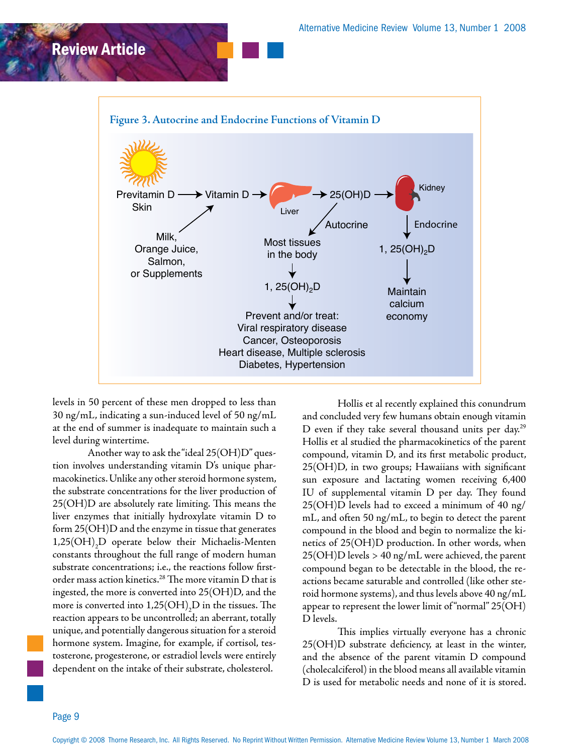**Figure 3. Autocrine and Endocrine Functions of Vitamin D**

Previtamin D Skin → Vitamin D → Liver → 25(OH)D → Kidney

Milk, Orange Juice, Salmon, or Supplements → Vitamin D

25(OH)D → Autocrine → Most tissues in the body → 1, $25(OH)_2D$ → Prevent and/or treat: Viral respiratory disease, Cancer, Osteoporosis, Heart disease, Multiple sclerosis, Diabetes, Hypertension

Kidney → Endocrine → 1, $25(OH)_2D$ → Maintain calcium economy

levels in 50 percent of these men dropped to less than 30 ng/mL, indicating a sun-induced level of 50 ng/mL at the end of summer is inadequate to maintain such a level during wintertime.

Another way to ask the "ideal 25(OH)D" question involves understanding vitamin D's unique pharmacokinetics. Unlike any other steroid hormone system, the substrate concentrations for the liver production of 25(OH)D are absolutely rate limiting. This means the liver enzymes that initially hydroxylate vitamin D to form 25(OH)D and the enzyme in tissue that generates $1,25(OH)_2D$ operate below their Michaelis-Menten constants throughout the full range of modern human substrate concentrations; i.e., the reactions follow first-order mass action kinetics.[28] The more vitamin D that is ingested, the more is converted into 25(OH)D, and the more is converted into $1,25(OH)_2D$ in the tissues. The reaction appears to be uncontrolled; an aberrant, totally unique, and potentially dangerous situation for a steroid hormone system. Imagine, for example, if cortisol, testosterone, progesterone, or estradiol levels were entirely dependent on the intake of their substrate, cholesterol.

Hollis et al recently explained this conundrum and concluded very few humans obtain enough vitamin D even if they take several thousand units per day.[29] Hollis et al studied the pharmacokinetics of the parent compound, vitamin D, and its first metabolic product, 25(OH)D, in two groups; Hawaiians with significant sun exposure and lactating women receiving 6,400 IU of supplemental vitamin D per day. They found 25(OH)D levels had to exceed a minimum of 40 ng/mL, and often 50 ng/mL, to begin to detect the parent compound in the blood and begin to normalize the kinetics of 25(OH)D production. In other words, when 25(OH)D levels > 40 ng/mL were achieved, the parent compound began to be detectable in the blood, the reactions became saturable and controlled (like other steroid hormone systems), and thus levels above 40 ng/mL appear to represent the lower limit of "normal" 25(OH)D levels.

This implies virtually everyone has a chronic 25(OH)D substrate deficiency, at least in the winter, and the absence of the parent vitamin D compound (cholecalciferol) in the blood means all available vitamin D is used for metabolic needs and none of it is stored.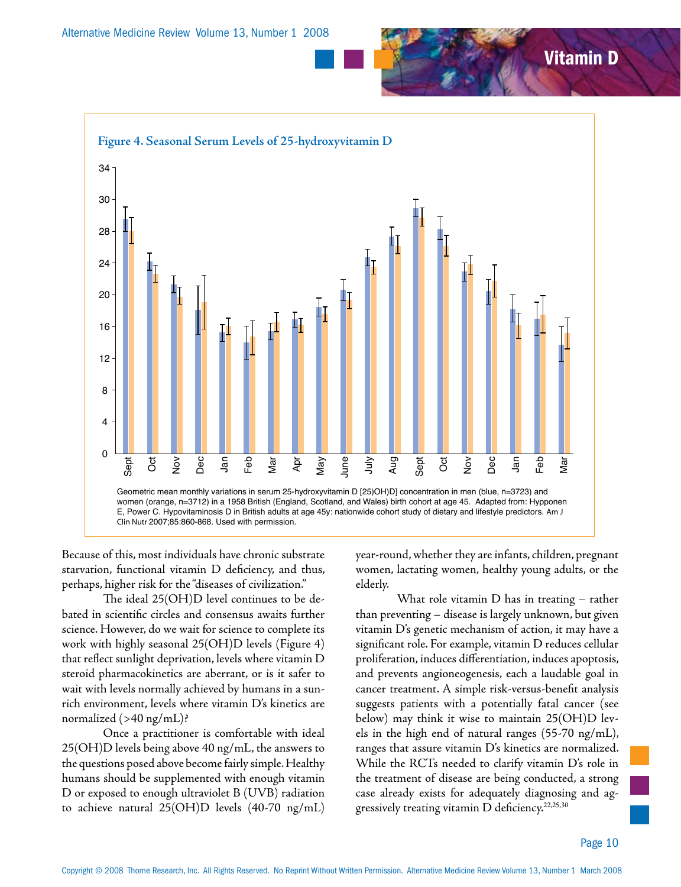**Figure 4. Seasonal Serum Levels of 25-hydroxyvitamin D**

Geometric mean monthly variations in serum 25-hydroxyvitamin D [25)OH)D] concentration in men (blue, n=3723) and women (orange, n=3712) in a 1958 British (England, Scotland, and Wales) birth cohort at age 45. Adapted from: Hypponen E, Power C. Hypovitaminosis D in British adults at age 45y: nationwide cohort study of dietary and lifestyle predictors. Am J Clin Nutr 2007;85:860-868. Used with permission.

Because of this, most individuals have chronic substrate starvation, functional vitamin D deficiency, and thus, perhaps, higher risk for the "diseases of civilization."

The ideal 25(OH)D level continues to be debated in scientific circles and consensus awaits further science. However, do we wait for science to complete its work with highly seasonal 25(OH)D levels (Figure 4) that reflect sunlight deprivation, levels where vitamin D steroid pharmacokinetics are aberrant, or is it safer to wait with levels normally achieved by humans in a sun-rich environment, levels where vitamin D's kinetics are normalized (>40 ng/mL)?

Once a practitioner is comfortable with ideal 25(OH)D levels being above 40 ng/mL, the answers to the questions posed above become fairly simple. Healthy humans should be supplemented with enough vitamin D or exposed to enough ultraviolet B (UVB) radiation to achieve natural 25(OH)D levels (40-70 ng/mL) year-round, whether they are infants, children, pregnant women, lactating women, healthy young adults, or the elderly.

What role vitamin D has in treating – rather than preventing – disease is largely unknown, but given vitamin D's genetic mechanism of action, it may have a significant role. For example, vitamin D reduces cellular proliferation, induces differentiation, induces apoptosis, and prevents angioneogenesis, each a laudable goal in cancer treatment. A simple risk-versus-benefit analysis suggests patients with a potentially fatal cancer (see below) may think it wise to maintain 25(OH)D levels in the high end of natural ranges (55-70 ng/mL), ranges that assure vitamin D's kinetics are normalized. While the RCTs needed to clarify vitamin D's role in the treatment of disease are being conducted, a strong case already exists for adequately diagnosing and aggressively treating vitamin D deficiency.[22,25,30]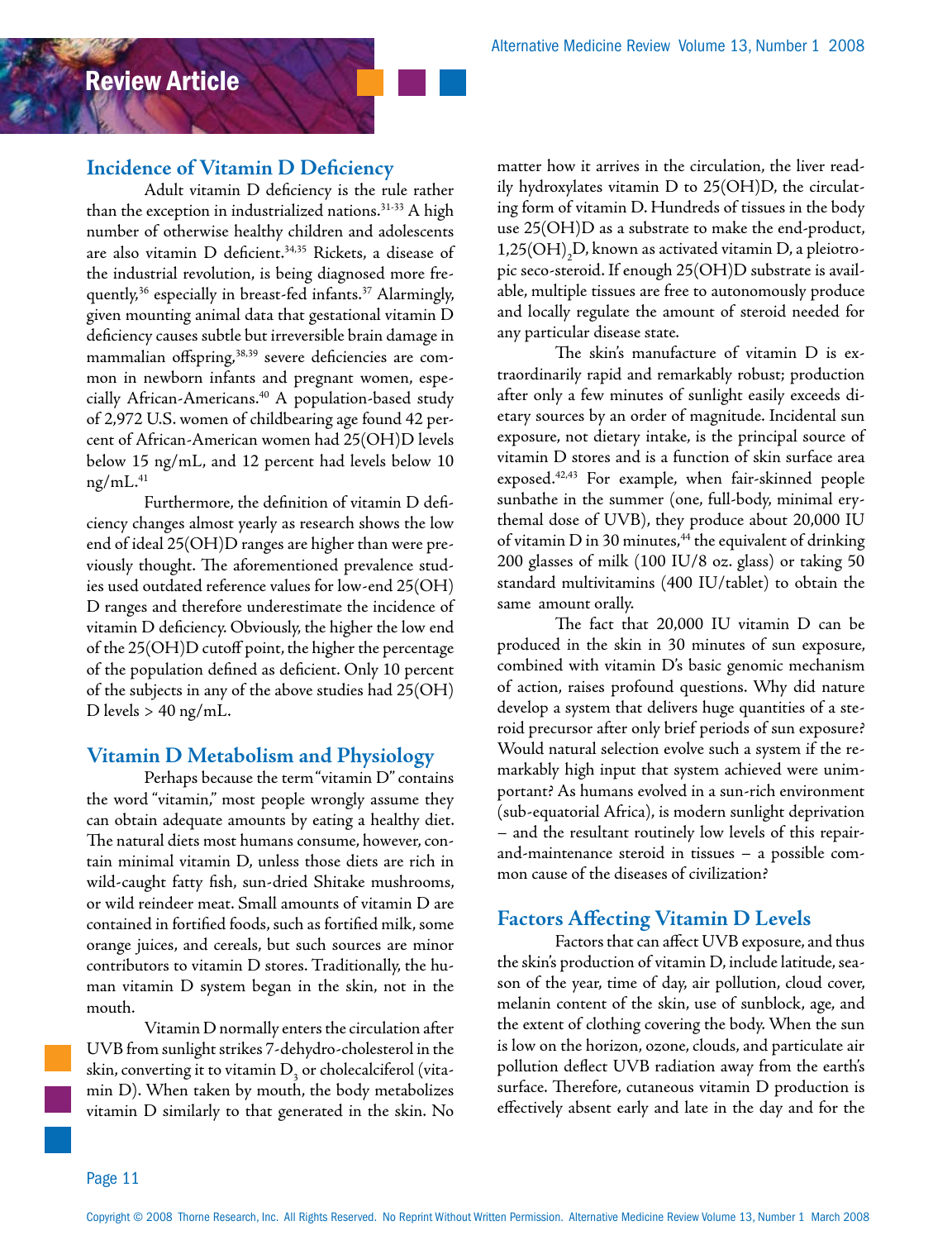## Incidence of Vitamin D Deficiency

Adult vitamin D deficiency is the rule rather than the exception in industrialized nations.[31-33] A high number of otherwise healthy children and adolescents are also vitamin D deficient.[34,35] Rickets, a disease of the industrial revolution, is being diagnosed more frequently,[36] especially in breast-fed infants.[37] Alarmingly, given mounting animal data that gestational vitamin D deficiency causes subtle but irreversible brain damage in mammalian offspring,[38,39] severe deficiencies are common in newborn infants and pregnant women, especially African-Americans.[40] A population-based study of 2,972 U.S. women of childbearing age found 42 percent of African-American women had 25(OH)D levels below 15 ng/mL, and 12 percent had levels below 10 ng/mL.[41]

Furthermore, the definition of vitamin D deficiency changes almost yearly as research shows the low end of ideal 25(OH)D ranges are higher than were previously thought. The aforementioned prevalence studies used outdated reference values for low-end 25(OH)D ranges and therefore underestimate the incidence of vitamin D deficiency. Obviously, the higher the low end of the 25(OH)D cutoff point, the higher the percentage of the population defined as deficient. Only 10 percent of the subjects in any of the above studies had 25(OH)D levels > 40 ng/mL.

## Vitamin D Metabolism and Physiology

Perhaps because the term "vitamin D" contains the word "vitamin," most people wrongly assume they can obtain adequate amounts by eating a healthy diet. The natural diets most humans consume, however, contain minimal vitamin D, unless those diets are rich in wild-caught fatty fish, sun-dried Shitake mushrooms, or wild reindeer meat. Small amounts of vitamin D are contained in fortified foods, such as fortified milk, some orange juices, and cereals, but such sources are minor contributors to vitamin D stores. Traditionally, the human vitamin D system began in the skin, not in the mouth.

Vitamin D normally enters the circulation after UVB from sunlight strikes 7-dehydro-cholesterol in the skin, converting it to vitamin $D_3$ or cholecalciferol (vitamin D). When taken by mouth, the body metabolizes vitamin D similarly to that generated in the skin. No matter how it arrives in the circulation, the liver readily hydroxylates vitamin D to 25(OH)D, the circulating form of vitamin D. Hundreds of tissues in the body use 25(OH)D as a substrate to make the end-product, $1,25(OH)_2D$, known as activated vitamin D, a pleiotropic seco-steroid. If enough 25(OH)D substrate is available, multiple tissues are free to autonomously produce and locally regulate the amount of steroid needed for any particular disease state.

The skin's manufacture of vitamin D is extraordinarily rapid and remarkably robust; production after only a few minutes of sunlight easily exceeds dietary sources by an order of magnitude. Incidental sun exposure, not dietary intake, is the principal source of vitamin D stores and is a function of skin surface area exposed.[42,43] For example, when fair-skinned people sunbathe in the summer (one, full-body, minimal erythemal dose of UVB), they produce about 20,000 IU of vitamin D in 30 minutes,[44] the equivalent of drinking 200 glasses of milk (100 IU/8 oz. glass) or taking 50 standard multivitamins (400 IU/tablet) to obtain the same amount orally.

The fact that 20,000 IU vitamin D can be produced in the skin in 30 minutes of sun exposure, combined with vitamin D's basic genomic mechanism of action, raises profound questions. Why did nature develop a system that delivers huge quantities of a steroid precursor after only brief periods of sun exposure? Would natural selection evolve such a system if the remarkably high input that system achieved were unimportant? As humans evolved in a sun-rich environment (sub-equatorial Africa), is modern sunlight deprivation – and the resultant routinely low levels of this repair-and-maintenance steroid in tissues – a possible common cause of the diseases of civilization?

## Factors Affecting Vitamin D Levels

Factors that can affect UVB exposure, and thus the skin's production of vitamin D, include latitude, season of the year, time of day, air pollution, cloud cover, melanin content of the skin, use of sunblock, age, and the extent of clothing covering the body. When the sun is low on the horizon, ozone, clouds, and particulate air pollution deflect UVB radiation away from the earth's surface. Therefore, cutaneous vitamin D production is effectively absent early and late in the day and for the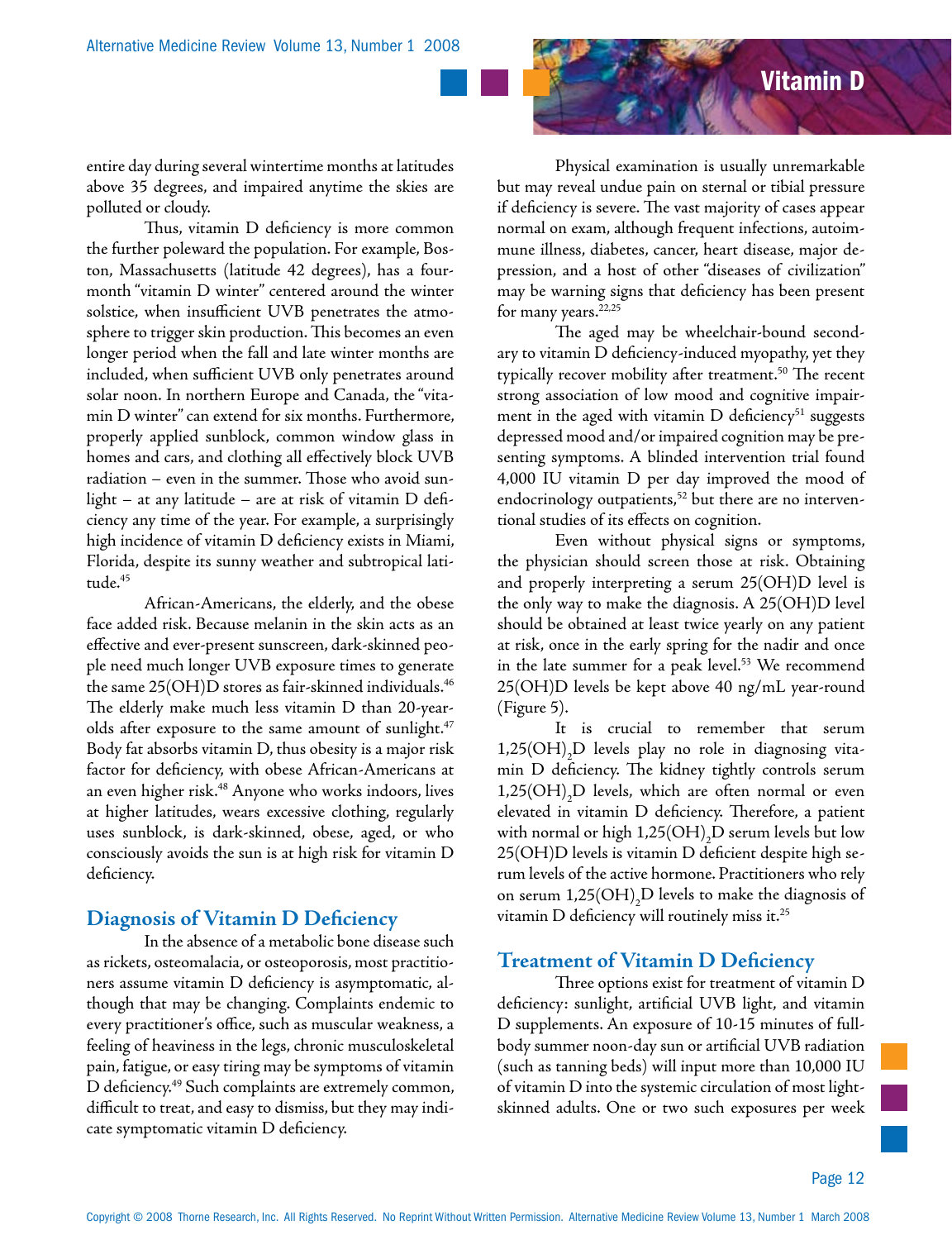entire day during several wintertime months at latitudes above 35 degrees, and impaired anytime the skies are polluted or cloudy.

Thus, vitamin D deficiency is more common the further poleward the population. For example, Boston, Massachusetts (latitude 42 degrees), has a four-month "vitamin D winter" centered around the winter solstice, when insufficient UVB penetrates the atmosphere to trigger skin production. This becomes an even longer period when the fall and late winter months are included, when sufficient UVB only penetrates around solar noon. In northern Europe and Canada, the "vitamin D winter" can extend for six months. Furthermore, properly applied sunblock, common window glass in homes and cars, and clothing all effectively block UVB radiation – even in the summer. Those who avoid sunlight – at any latitude – are at risk of vitamin D deficiency any time of the year. For example, a surprisingly high incidence of vitamin D deficiency exists in Miami, Florida, despite its sunny weather and subtropical latitude.[45]

African-Americans, the elderly, and the obese face added risk. Because melanin in the skin acts as an effective and ever-present sunscreen, dark-skinned people need much longer UVB exposure times to generate the same 25(OH)D stores as fair-skinned individuals.[46] The elderly make much less vitamin D than 20-year-olds after exposure to the same amount of sunlight.[47] Body fat absorbs vitamin D, thus obesity is a major risk factor for deficiency, with obese African-Americans at an even higher risk.[48] Anyone who works indoors, lives at higher latitudes, wears excessive clothing, regularly uses sunblock, is dark-skinned, obese, aged, or who consciously avoids the sun is at high risk for vitamin D deficiency.

## Diagnosis of Vitamin D Deficiency

In the absence of a metabolic bone disease such as rickets, osteomalacia, or osteoporosis, most practitioners assume vitamin D deficiency is asymptomatic, although that may be changing. Complaints endemic to every practitioner's office, such as muscular weakness, a feeling of heaviness in the legs, chronic musculoskeletal pain, fatigue, or easy tiring may be symptoms of vitamin D deficiency.[49] Such complaints are extremely common, difficult to treat, and easy to dismiss, but they may indicate symptomatic vitamin D deficiency.

Physical examination is usually unremarkable but may reveal undue pain on sternal or tibial pressure if deficiency is severe. The vast majority of cases appear normal on exam, although frequent infections, autoimmune illness, diabetes, cancer, heart disease, major depression, and a host of other "diseases of civilization" may be warning signs that deficiency has been present for many years.[22,25]

The aged may be wheelchair-bound secondary to vitamin D deficiency-induced myopathy, yet they typically recover mobility after treatment.[50] The recent strong association of low mood and cognitive impairment in the aged with vitamin D deficiency[51] suggests depressed mood and/or impaired cognition may be presenting symptoms. A blinded intervention trial found 4,000 IU vitamin D per day improved the mood of endocrinology outpatients,[52] but there are no interventional studies of its effects on cognition.

Even without physical signs or symptoms, the physician should screen those at risk. Obtaining and properly interpreting a serum 25(OH)D level is the only way to make the diagnosis. A 25(OH)D level should be obtained at least twice yearly on any patient at risk, once in the early spring for the nadir and once in the late summer for a peak level.[53] We recommend 25(OH)D levels be kept above 40 ng/mL year-round (Figure 5).

It is crucial to remember that serum $1,25(OH)_2D$ levels play no role in diagnosing vitamin D deficiency. The kidney tightly controls serum $1,25(OH)_2D$ levels, which are often normal or even elevated in vitamin D deficiency. Therefore, a patient with normal or high $1,25(OH)_2D$ serum levels but low 25(OH)D levels is vitamin D deficient despite high serum levels of the active hormone. Practitioners who rely on serum $1,25(OH)_2D$ levels to make the diagnosis of vitamin D deficiency will routinely miss it.[25]

## Treatment of Vitamin D Deficiency

Three options exist for treatment of vitamin D deficiency: sunlight, artificial UVB light, and vitamin D supplements. An exposure of 10-15 minutes of full-body summer noon-day sun or artificial UVB radiation (such as tanning beds) will input more than 10,000 IU of vitamin D into the systemic circulation of most light-skinned adults. One or two such exposures per week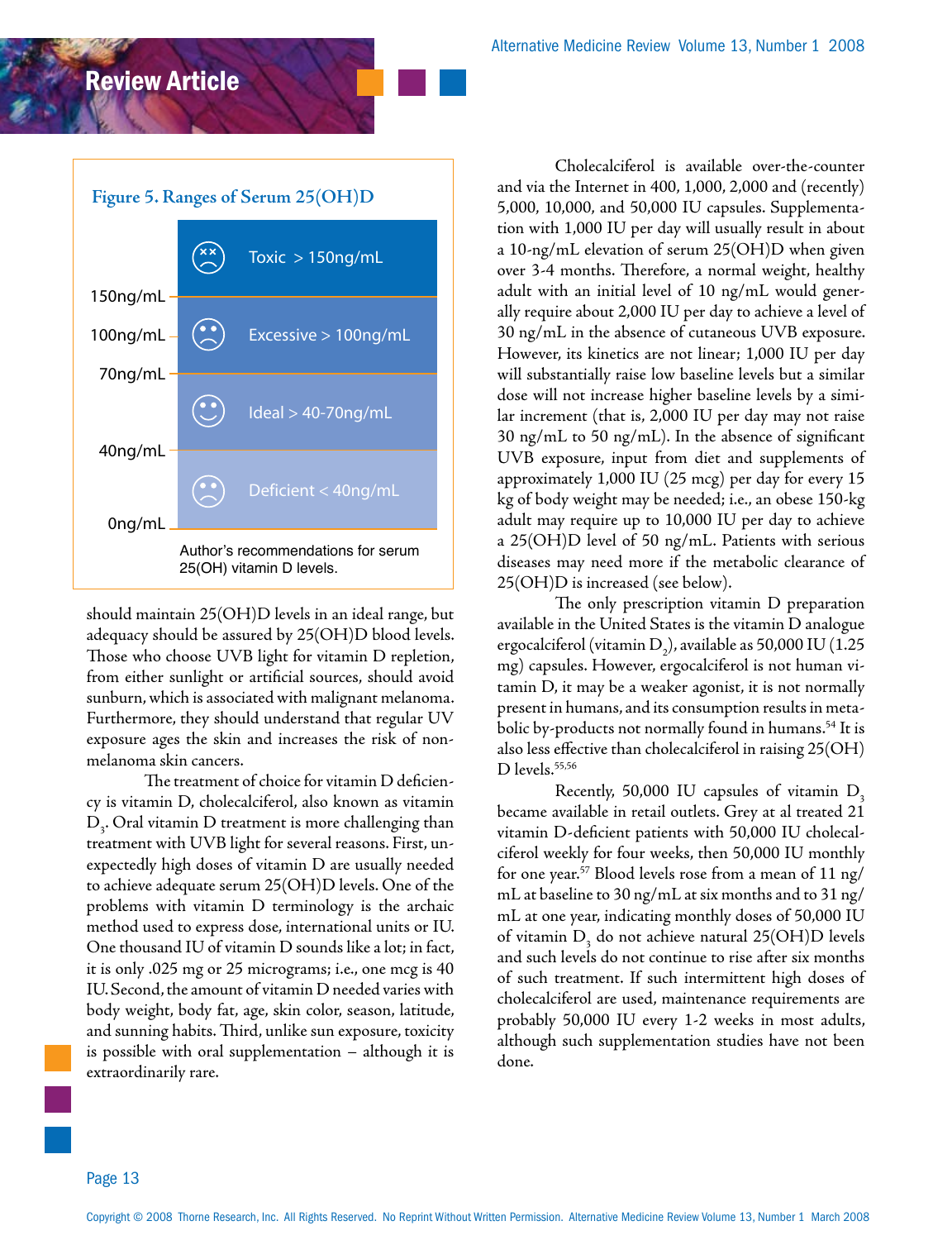**Figure 5. Ranges of Serum 25(OH)D**

| Serum 25(OH)D | Range |
|---|---|
| Toxic | > 150ng/mL |
| Excessive | > 100ng/mL |
| Ideal | > 40-70ng/mL |
| Deficient | < 40ng/mL |

Author's recommendations for serum 25(OH) vitamin D levels.

should maintain 25(OH)D levels in an ideal range, but adequacy should be assured by 25(OH)D blood levels. Those who choose UVB light for vitamin D repletion, from either sunlight or artificial sources, should avoid sunburn, which is associated with malignant melanoma. Furthermore, they should understand that regular UV exposure ages the skin and increases the risk of non-melanoma skin cancers.

The treatment of choice for vitamin D deficiency is vitamin D, cholecalciferol, also known as vitamin $D_3$. Oral vitamin D treatment is more challenging than treatment with UVB light for several reasons. First, unexpectedly high doses of vitamin D are usually needed to achieve adequate serum 25(OH)D levels. One of the problems with vitamin D terminology is the archaic method used to express dose, international units or IU. One thousand IU of vitamin D sounds like a lot; in fact, it is only .025 mg or 25 micrograms; i.e., one mcg is 40 IU. Second, the amount of vitamin D needed varies with body weight, body fat, age, skin color, season, latitude, and sunning habits. Third, unlike sun exposure, toxicity is possible with oral supplementation – although it is extraordinarily rare.

Cholecalciferol is available over-the-counter and via the Internet in 400, 1,000, 2,000 and (recently) 5,000, 10,000, and 50,000 IU capsules. Supplementation with 1,000 IU per day will usually result in about a 10-ng/mL elevation of serum 25(OH)D when given over 3-4 months. Therefore, a normal weight, healthy adult with an initial level of 10 ng/mL would generally require about 2,000 IU per day to achieve a level of 30 ng/mL in the absence of cutaneous UVB exposure. However, its kinetics are not linear; 1,000 IU per day will substantially raise low baseline levels but a similar dose will not increase higher baseline levels by a similar increment (that is, 2,000 IU per day may not raise 30 ng/mL to 50 ng/mL). In the absence of significant UVB exposure, input from diet and supplements of approximately 1,000 IU (25 mcg) per day for every 15 kg of body weight may be needed; i.e., an obese 150-kg adult may require up to 10,000 IU per day to achieve a 25(OH)D level of 50 ng/mL. Patients with serious diseases may need more if the metabolic clearance of 25(OH)D is increased (see below).

The only prescription vitamin D preparation available in the United States is the vitamin D analogue ergocalciferol (vitamin $D_2$), available as 50,000 IU (1.25 mg) capsules. However, ergocalciferol is not human vitamin D, it may be a weaker agonist, it is not normally present in humans, and its consumption results in metabolic by-products not normally found in humans.[54] It is also less effective than cholecalciferol in raising 25(OH)D levels.[55,56]

Recently, 50,000 IU capsules of vitamin $D_3$ became available in retail outlets. Grey at al treated 21 vitamin D-deficient patients with 50,000 IU cholecalciferol weekly for four weeks, then 50,000 IU monthly for one year.[57] Blood levels rose from a mean of 11 ng/mL at baseline to 30 ng/mL at six months and to 31 ng/mL at one year, indicating monthly doses of 50,000 IU of vitamin $D_3$ do not achieve natural 25(OH)D levels and such levels do not continue to rise after six months of such treatment. If such intermittent high doses of cholecalciferol are used, maintenance requirements are probably 50,000 IU every 1-2 weeks in most adults, although such supplementation studies have not been done.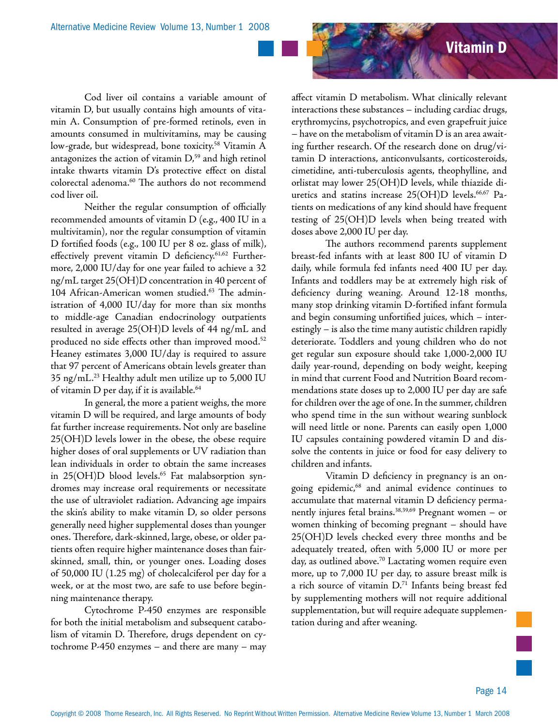Cod liver oil contains a variable amount of vitamin D, but usually contains high amounts of vitamin A. Consumption of pre-formed retinols, even in amounts consumed in multivitamins, may be causing low-grade, but widespread, bone toxicity.[58] Vitamin A antagonizes the action of vitamin D,[59] and high retinol intake thwarts vitamin D's protective effect on distal colorectal adenoma.[60] The authors do not recommend cod liver oil.

Neither the regular consumption of officially recommended amounts of vitamin D (e.g., 400 IU in a multivitamin), nor the regular consumption of vitamin D fortified foods (e.g., 100 IU per 8 oz. glass of milk), effectively prevent vitamin D deficiency.[61,62] Furthermore, 2,000 IU/day for one year failed to achieve a 32 ng/mL target 25(OH)D concentration in 40 percent of 104 African-American women studied.[63] The administration of 4,000 IU/day for more than six months to middle-age Canadian endocrinology outpatients resulted in average 25(OH)D levels of 44 ng/mL and produced no side effects other than improved mood.[52] Heaney estimates 3,000 IU/day is required to assure that 97 percent of Americans obtain levels greater than 35 ng/mL.[23] Healthy adult men utilize up to 5,000 IU of vitamin D per day, if it is available.[64]

In general, the more a patient weighs, the more vitamin D will be required, and large amounts of body fat further increase requirements. Not only are baseline 25(OH)D levels lower in the obese, the obese require higher doses of oral supplements or UV radiation than lean individuals in order to obtain the same increases in 25(OH)D blood levels.[65] Fat malabsorption syndromes may increase oral requirements or necessitate the use of ultraviolet radiation. Advancing age impairs the skin's ability to make vitamin D, so older persons generally need higher supplemental doses than younger ones. Therefore, dark-skinned, large, obese, or older patients often require higher maintenance doses than fair-skinned, small, thin, or younger ones. Loading doses of 50,000 IU (1.25 mg) of cholecalciferol per day for a week, or at the most two, are safe to use before beginning maintenance therapy.

Cytochrome P-450 enzymes are responsible for both the initial metabolism and subsequent catabolism of vitamin D. Therefore, drugs dependent on cytochrome P-450 enzymes – and there are many – may affect vitamin D metabolism. What clinically relevant interactions these substances – including cardiac drugs, erythromycins, psychotropics, and even grapefruit juice – have on the metabolism of vitamin D is an area awaiting further research. Of the research done on drug/vitamin D interactions, anticonvulsants, corticosteroids, cimetidine, anti-tuberculosis agents, theophylline, and orlistat may lower 25(OH)D levels, while thiazide diuretics and statins increase 25(OH)D levels.[66,67] Patients on medications of any kind should have frequent testing of 25(OH)D levels when being treated with doses above 2,000 IU per day.

The authors recommend parents supplement breast-fed infants with at least 800 IU of vitamin D daily, while formula fed infants need 400 IU per day. Infants and toddlers may be at extremely high risk of deficiency during weaning. Around 12-18 months, many stop drinking vitamin D-fortified infant formula and begin consuming unfortified juices, which – interestingly – is also the time many autistic children rapidly deteriorate. Toddlers and young children who do not get regular sun exposure should take 1,000-2,000 IU daily year-round, depending on body weight, keeping in mind that current Food and Nutrition Board recommendations state doses up to 2,000 IU per day are safe for children over the age of one. In the summer, children who spend time in the sun without wearing sunblock will need little or none. Parents can easily open 1,000 IU capsules containing powdered vitamin D and dissolve the contents in juice or food for easy delivery to children and infants.

Vitamin D deficiency in pregnancy is an ongoing epidemic,[68] and animal evidence continues to accumulate that maternal vitamin D deficiency permanently injures fetal brains.[38,39,69] Pregnant women – or women thinking of becoming pregnant – should have 25(OH)D levels checked every three months and be adequately treated, often with 5,000 IU or more per day, as outlined above.[70] Lactating women require even more, up to 7,000 IU per day, to assure breast milk is a rich source of vitamin D.[71] Infants being breast fed by supplementing mothers will not require additional supplementation, but will require adequate supplementation during and after weaning.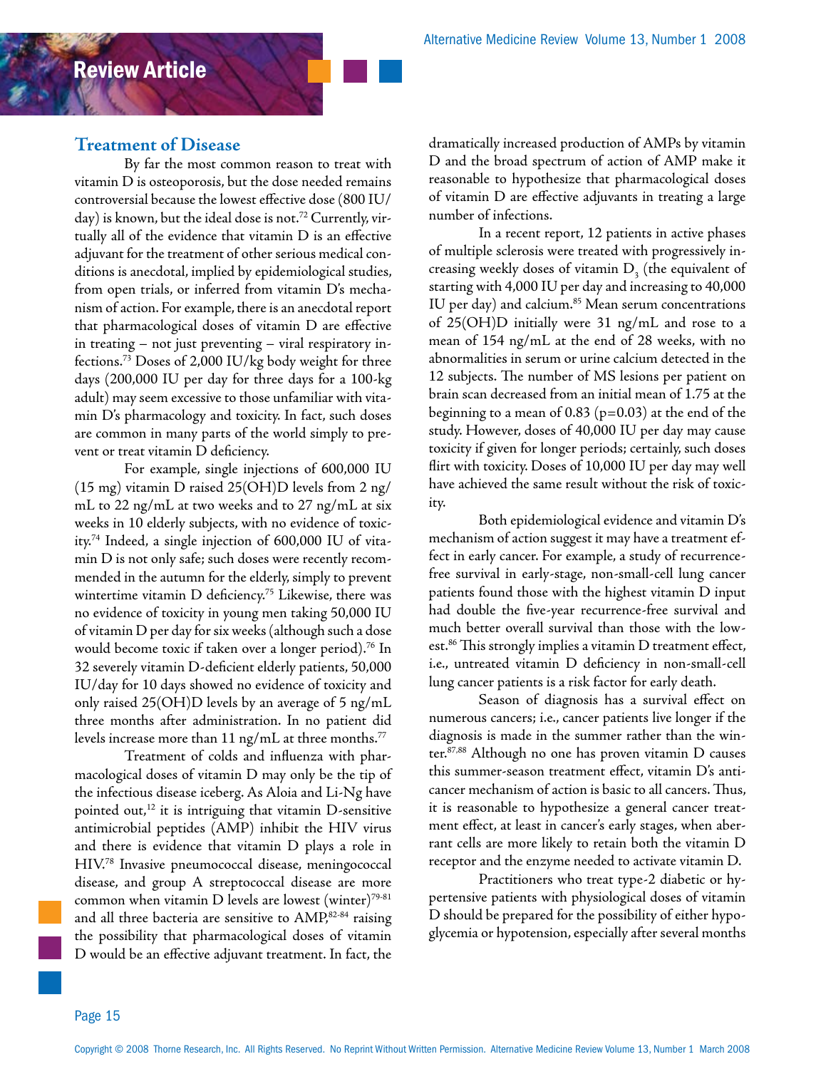## Treatment of Disease

By far the most common reason to treat with vitamin D is osteoporosis, but the dose needed remains controversial because the lowest effective dose (800 IU/day) is known, but the ideal dose is not.[72] Currently, virtually all of the evidence that vitamin D is an effective adjuvant for the treatment of other serious medical conditions is anecdotal, implied by epidemiological studies, from open trials, or inferred from vitamin D's mechanism of action. For example, there is an anecdotal report that pharmacological doses of vitamin D are effective in treating – not just preventing – viral respiratory infections.[73] Doses of 2,000 IU/kg body weight for three days (200,000 IU per day for three days for a 100-kg adult) may seem excessive to those unfamiliar with vitamin D's pharmacology and toxicity. In fact, such doses are common in many parts of the world simply to prevent or treat vitamin D deficiency.

For example, single injections of 600,000 IU (15 mg) vitamin D raised 25(OH)D levels from 2 ng/mL to 22 ng/mL at two weeks and to 27 ng/mL at six weeks in 10 elderly subjects, with no evidence of toxicity.[74] Indeed, a single injection of 600,000 IU of vitamin D is not only safe; such doses were recently recommended in the autumn for the elderly, simply to prevent wintertime vitamin D deficiency.[75] Likewise, there was no evidence of toxicity in young men taking 50,000 IU of vitamin D per day for six weeks (although such a dose would become toxic if taken over a longer period).[76] In 32 severely vitamin D-deficient elderly patients, 50,000 IU/day for 10 days showed no evidence of toxicity and only raised 25(OH)D levels by an average of 5 ng/mL three months after administration. In no patient did levels increase more than 11 ng/mL at three months.[77]

Treatment of colds and influenza with pharmacological doses of vitamin D may only be the tip of the infectious disease iceberg. As Aloia and Li-Ng have pointed out,[12] it is intriguing that vitamin D-sensitive antimicrobial peptides (AMP) inhibit the HIV virus and there is evidence that vitamin D plays a role in HIV.[78] Invasive pneumococcal disease, meningococcal disease, and group A streptococcal disease are more common when vitamin D levels are lowest (winter)[79-81] and all three bacteria are sensitive to AMP,[82-84] raising the possibility that pharmacological doses of vitamin D would be an effective adjuvant treatment. In fact, the dramatically increased production of AMPs by vitamin D and the broad spectrum of action of AMP make it reasonable to hypothesize that pharmacological doses of vitamin D are effective adjuvants in treating a large number of infections.

In a recent report, 12 patients in active phases of multiple sclerosis were treated with progressively increasing weekly doses of vitamin $D_3$ (the equivalent of starting with 4,000 IU per day and increasing to 40,000 IU per day) and calcium.[85] Mean serum concentrations of 25(OH)D initially were 31 ng/mL and rose to a mean of 154 ng/mL at the end of 28 weeks, with no abnormalities in serum or urine calcium detected in the 12 subjects. The number of MS lesions per patient on brain scan decreased from an initial mean of 1.75 at the beginning to a mean of 0.83 ($p=0.03$) at the end of the study. However, doses of 40,000 IU per day may cause toxicity if given for longer periods; certainly, such doses flirt with toxicity. Doses of 10,000 IU per day may well have achieved the same result without the risk of toxicity.

Both epidemiological evidence and vitamin D's mechanism of action suggest it may have a treatment effect in early cancer. For example, a study of recurrence-free survival in early-stage, non-small-cell lung cancer patients found those with the highest vitamin D input had double the five-year recurrence-free survival and much better overall survival than those with the lowest.[86] This strongly implies a vitamin D treatment effect, i.e., untreated vitamin D deficiency in non-small-cell lung cancer patients is a risk factor for early death.

Season of diagnosis has a survival effect on numerous cancers; i.e., cancer patients live longer if the diagnosis is made in the summer rather than the winter.[87,88] Although no one has proven vitamin D causes this summer-season treatment effect, vitamin D's anticancer mechanism of action is basic to all cancers. Thus, it is reasonable to hypothesize a general cancer treatment effect, at least in cancer's early stages, when aberrant cells are more likely to retain both the vitamin D receptor and the enzyme needed to activate vitamin D.

Practitioners who treat type-2 diabetic or hypertensive patients with physiological doses of vitamin D should be prepared for the possibility of either hypoglycemia or hypotension, especially after several months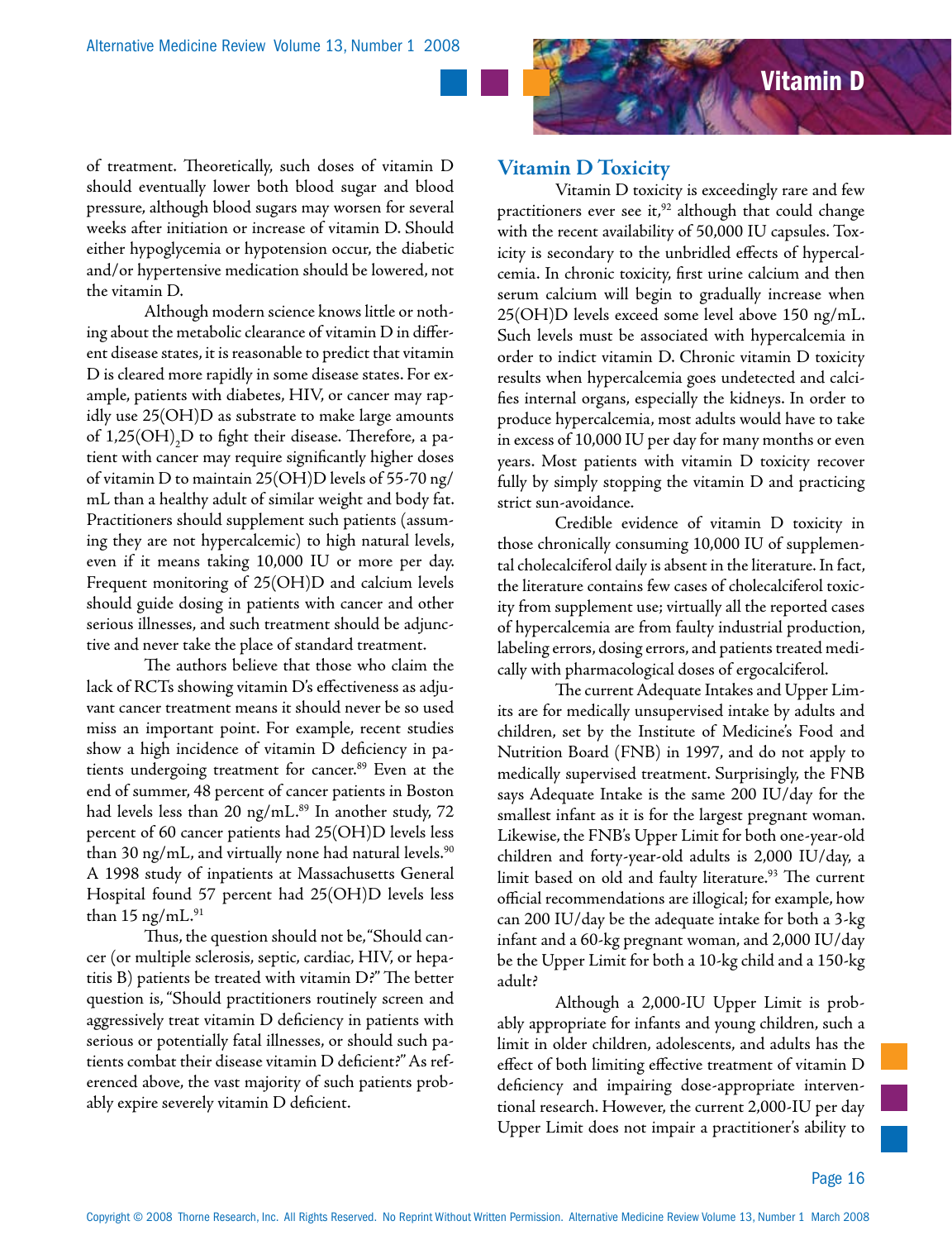of treatment. Theoretically, such doses of vitamin D should eventually lower both blood sugar and blood pressure, although blood sugars may worsen for several weeks after initiation or increase of vitamin D. Should either hypoglycemia or hypotension occur, the diabetic and/or hypertensive medication should be lowered, not the vitamin D.

Although modern science knows little or nothing about the metabolic clearance of vitamin D in different disease states, it is reasonable to predict that vitamin D is cleared more rapidly in some disease states. For example, patients with diabetes, HIV, or cancer may rapidly use 25(OH)D as substrate to make large amounts of $1,25(OH)_2D$ to fight their disease. Therefore, a patient with cancer may require significantly higher doses of vitamin D to maintain 25(OH)D levels of 55-70 ng/mL than a healthy adult of similar weight and body fat. Practitioners should supplement such patients (assuming they are not hypercalcemic) to high natural levels, even if it means taking 10,000 IU or more per day. Frequent monitoring of 25(OH)D and calcium levels should guide dosing in patients with cancer and other serious illnesses, and such treatment should be adjunctive and never take the place of standard treatment.

The authors believe that those who claim the lack of RCTs showing vitamin D's effectiveness as adjuvant cancer treatment means it should never be so used miss an important point. For example, recent studies show a high incidence of vitamin D deficiency in patients undergoing treatment for cancer.[89] Even at the end of summer, 48 percent of cancer patients in Boston had levels less than 20 ng/mL.[89] In another study, 72 percent of 60 cancer patients had 25(OH)D levels less than 30 ng/mL, and virtually none had natural levels.[90] A 1998 study of inpatients at Massachusetts General Hospital found 57 percent had 25(OH)D levels less than 15 ng/mL.[91]

Thus, the question should not be, "Should cancer (or multiple sclerosis, septic, cardiac, HIV, or hepatitis B) patients be treated with vitamin D?" The better question is, "Should practitioners routinely screen and aggressively treat vitamin D deficiency in patients with serious or potentially fatal illnesses, or should such patients combat their disease vitamin D deficient?" As referenced above, the vast majority of such patients probably expire severely vitamin D deficient.

## Vitamin D Toxicity

Vitamin D toxicity is exceedingly rare and few practitioners ever see it,[92] although that could change with the recent availability of 50,000 IU capsules. Toxicity is secondary to the unbridled effects of hypercalcemia. In chronic toxicity, first urine calcium and then serum calcium will begin to gradually increase when 25(OH)D levels exceed some level above 150 ng/mL. Such levels must be associated with hypercalcemia in order to indict vitamin D. Chronic vitamin D toxicity results when hypercalcemia goes undetected and calcifies internal organs, especially the kidneys. In order to produce hypercalcemia, most adults would have to take in excess of 10,000 IU per day for many months or even years. Most patients with vitamin D toxicity recover fully by simply stopping the vitamin D and practicing strict sun-avoidance.

Credible evidence of vitamin D toxicity in those chronically consuming 10,000 IU of supplemental cholecalciferol daily is absent in the literature. In fact, the literature contains few cases of cholecalciferol toxicity from supplement use; virtually all the reported cases of hypercalcemia are from faulty industrial production, labeling errors, dosing errors, and patients treated medically with pharmacological doses of ergocalciferol.

The current Adequate Intakes and Upper Limits are for medically unsupervised intake by adults and children, set by the Institute of Medicine's Food and Nutrition Board (FNB) in 1997, and do not apply to medically supervised treatment. Surprisingly, the FNB says Adequate Intake is the same 200 IU/day for the smallest infant as it is for the largest pregnant woman. Likewise, the FNB's Upper Limit for both one-year-old children and forty-year-old adults is 2,000 IU/day, a limit based on old and faulty literature.[93] The current official recommendations are illogical; for example, how can 200 IU/day be the adequate intake for both a 3-kg infant and a 60-kg pregnant woman, and 2,000 IU/day be the Upper Limit for both a 10-kg child and a 150-kg adult?

Although a 2,000-IU Upper Limit is probably appropriate for infants and young children, such a limit in older children, adolescents, and adults has the effect of both limiting effective treatment of vitamin D deficiency and impairing dose-appropriate interventional research. However, the current 2,000-IU per day Upper Limit does not impair a practitioner's ability to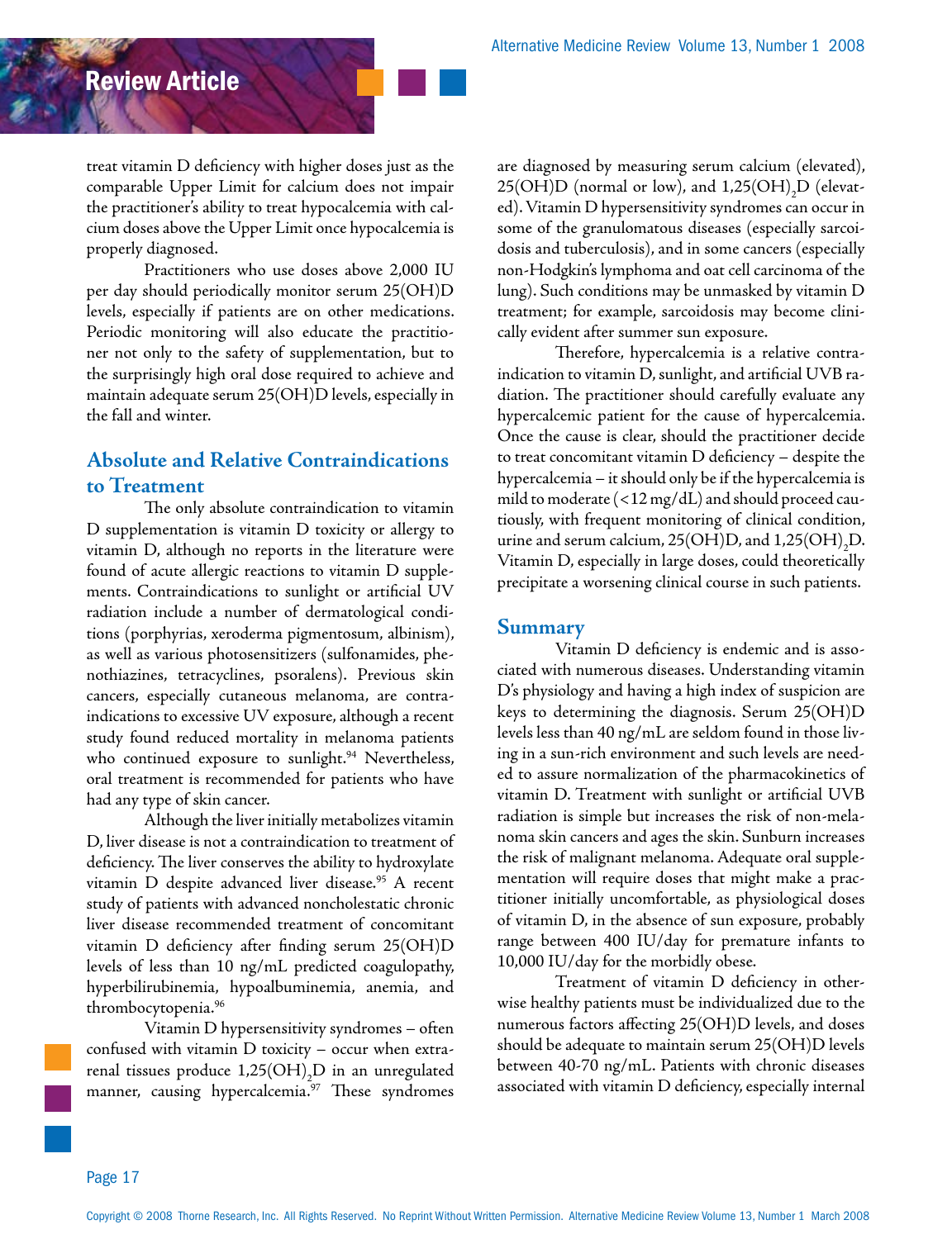treat vitamin D deficiency with higher doses just as the comparable Upper Limit for calcium does not impair the practitioner's ability to treat hypocalcemia with calcium doses above the Upper Limit once hypocalcemia is properly diagnosed.

Practitioners who use doses above 2,000 IU per day should periodically monitor serum 25(OH)D levels, especially if patients are on other medications. Periodic monitoring will also educate the practitioner not only to the safety of supplementation, but to the surprisingly high oral dose required to achieve and maintain adequate serum 25(OH)D levels, especially in the fall and winter.

## Absolute and Relative Contraindications to Treatment

The only absolute contraindication to vitamin D supplementation is vitamin D toxicity or allergy to vitamin D, although no reports in the literature were found of acute allergic reactions to vitamin D supplements. Contraindications to sunlight or artificial UV radiation include a number of dermatological conditions (porphyrias, xeroderma pigmentosum, albinism), as well as various photosensitizers (sulfonamides, phenothiazines, tetracyclines, psoralens). Previous skin cancers, especially cutaneous melanoma, are contraindications to excessive UV exposure, although a recent study found reduced mortality in melanoma patients who continued exposure to sunlight.[94] Nevertheless, oral treatment is recommended for patients who have had any type of skin cancer.

Although the liver initially metabolizes vitamin D, liver disease is not a contraindication to treatment of deficiency. The liver conserves the ability to hydroxylate vitamin D despite advanced liver disease.[95] A recent study of patients with advanced noncholestatic chronic liver disease recommended treatment of concomitant vitamin D deficiency after finding serum 25(OH)D levels of less than 10 ng/mL predicted coagulopathy, hyperbilirubinemia, hypoalbuminemia, anemia, and thrombocytopenia.[96]

Vitamin D hypersensitivity syndromes – often confused with vitamin D toxicity – occur when extrarenal tissues produce $1,25(OH)_2D$ in an unregulated manner, causing hypercalcemia.[97] These syndromes are diagnosed by measuring serum calcium (elevated), 25(OH)D (normal or low), and $1,25(OH)_2D$ (elevated). Vitamin D hypersensitivity syndromes can occur in some of the granulomatous diseases (especially sarcoidosis and tuberculosis), and in some cancers (especially non-Hodgkin's lymphoma and oat cell carcinoma of the lung). Such conditions may be unmasked by vitamin D treatment; for example, sarcoidosis may become clinically evident after summer sun exposure.

Therefore, hypercalcemia is a relative contraindication to vitamin D, sunlight, and artificial UVB radiation. The practitioner should carefully evaluate any hypercalcemic patient for the cause of hypercalcemia. Once the cause is clear, should the practitioner decide to treat concomitant vitamin D deficiency – despite the hypercalcemia – it should only be if the hypercalcemia is mild to moderate (<12 mg/dL) and should proceed cautiously, with frequent monitoring of clinical condition, urine and serum calcium, 25(OH)D, and $1,25(OH)_2D$. Vitamin D, especially in large doses, could theoretically precipitate a worsening clinical course in such patients.

## Summary

Vitamin D deficiency is endemic and is associated with numerous diseases. Understanding vitamin D's physiology and having a high index of suspicion are keys to determining the diagnosis. Serum 25(OH)D levels less than 40 ng/mL are seldom found in those living in a sun-rich environment and such levels are needed to assure normalization of the pharmacokinetics of vitamin D. Treatment with sunlight or artificial UVB radiation is simple but increases the risk of non-melanoma skin cancers and ages the skin. Sunburn increases the risk of malignant melanoma. Adequate oral supplementation will require doses that might make a practitioner initially uncomfortable, as physiological doses of vitamin D, in the absence of sun exposure, probably range between 400 IU/day for premature infants to 10,000 IU/day for the morbidly obese.

Treatment of vitamin D deficiency in otherwise healthy patients must be individualized due to the numerous factors affecting 25(OH)D levels, and doses should be adequate to maintain serum 25(OH)D levels between 40-70 ng/mL. Patients with chronic diseases associated with vitamin D deficiency, especially internal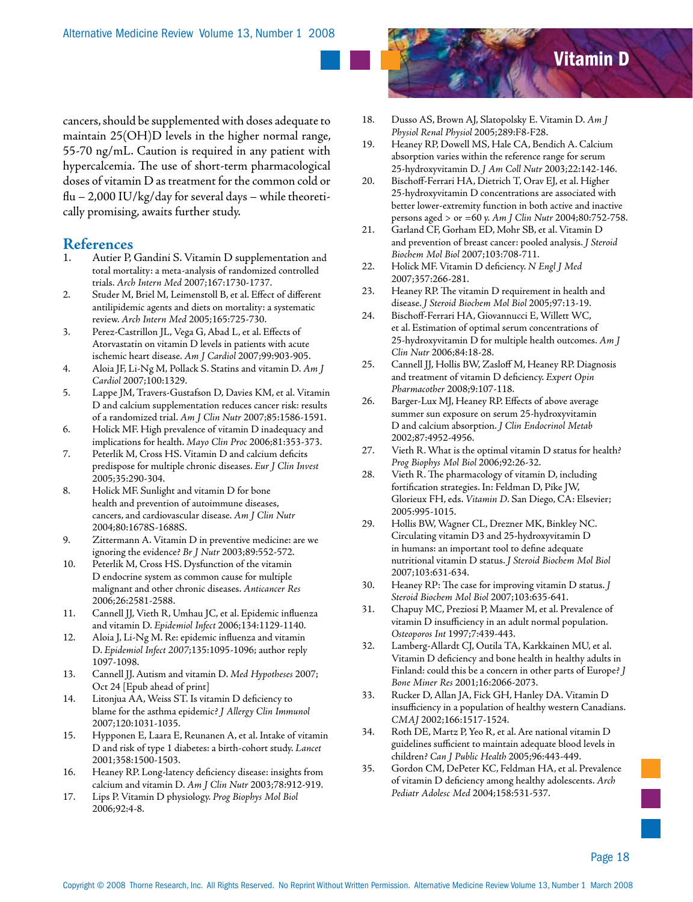cancers, should be supplemented with doses adequate to maintain 25(OH)D levels in the higher normal range, 55-70 ng/mL. Caution is required in any patient with hypercalcemia. The use of short-term pharmacological doses of vitamin D as treatment for the common cold or flu – 2,000 IU/kg/day for several days – while theoretically promising, awaits further study.

## References

1. Autier P, Gandini S. Vitamin D supplementation and total mortality: a meta-analysis of randomized controlled trials. *Arch Intern Med* 2007;167:1730-1737.
2. Studer M, Briel M, Leimenstoll B, et al. Effect of different antilipidemic agents and diets on mortality: a systematic review. *Arch Intern Med* 2005;165:725-730.
3. Perez-Castrillon JL, Vega G, Abad L, et al. Effects of Atorvastatin on vitamin D levels in patients with acute ischemic heart disease. *Am J Cardiol* 2007;99:903-905.
4. Aloia JF, Li-Ng M, Pollack S. Statins and vitamin D. *Am J Cardiol* 2007;100:1329.
5. Lappe JM, Travers-Gustafson D, Davies KM, et al. Vitamin D and calcium supplementation reduces cancer risk: results of a randomized trial. *Am J Clin Nutr* 2007;85:1586-1591.
6. Holick MF. High prevalence of vitamin D inadequacy and implications for health. *Mayo Clin Proc* 2006;81:353-373.
7. Peterlik M, Cross HS. Vitamin D and calcium deficits predispose for multiple chronic diseases. *Eur J Clin Invest* 2005;35:290-304.
8. Holick MF. Sunlight and vitamin D for bone health and prevention of autoimmune diseases, cancers, and cardiovascular disease. *Am J Clin Nutr* 2004;80:1678S-1688S.
9. Zittermann A. Vitamin D in preventive medicine: are we ignoring the evidence? *Br J Nutr* 2003;89:552-572.
10. Peterlik M, Cross HS. Dysfunction of the vitamin D endocrine system as common cause for multiple malignant and other chronic diseases. *Anticancer Res* 2006;26:2581-2588.
11. Cannell JJ, Vieth R, Umhau JC, et al. Epidemic influenza and vitamin D. *Epidemiol Infect* 2006;134:1129-1140.
12. Aloia J, Li-Ng M. Re: epidemic influenza and vitamin D. *Epidemiol Infect 2007*;135:1095-1096; author reply 1097-1098.
13. Cannell JJ. Autism and vitamin D. *Med Hypotheses* 2007; Oct 24 [Epub ahead of print]
14. Litonjua AA, Weiss ST. Is vitamin D deficiency to blame for the asthma epidemic? *J Allergy Clin Immunol* 2007;120:1031-1035.
15. Hypponen E, Laara E, Reunanen A, et al. Intake of vitamin D and risk of type 1 diabetes: a birth-cohort study. *Lancet* 2001;358:1500-1503.
16. Heaney RP. Long-latency deficiency disease: insights from calcium and vitamin D. *Am J Clin Nutr* 2003;78:912-919.
17. Lips P. Vitamin D physiology. *Prog Biophys Mol Biol* 2006;92:4-8.
18. Dusso AS, Brown AJ, Slatopolsky E. Vitamin D. *Am J Physiol Renal Physiol* 2005;289:F8-F28.
19. Heaney RP, Dowell MS, Hale CA, Bendich A. Calcium absorption varies within the reference range for serum 25-hydroxyvitamin D. *J Am Coll Nutr* 2003;22:142-146.
20. Bischoff-Ferrari HA, Dietrich T, Orav EJ, et al. Higher 25-hydroxyvitamin D concentrations are associated with better lower-extremity function in both active and inactive persons aged > or =60 y. *Am J Clin Nutr* 2004;80:752-758.
21. Garland CF, Gorham ED, Mohr SB, et al. Vitamin D and prevention of breast cancer: pooled analysis. *J Steroid Biochem Mol Biol* 2007;103:708-711.
22. Holick MF. Vitamin D deficiency. *N Engl J Med* 2007;357:266-281.
23. Heaney RP. The vitamin D requirement in health and disease. *J Steroid Biochem Mol Biol* 2005;97:13-19.
24. Bischoff-Ferrari HA, Giovannucci E, Willett WC, et al. Estimation of optimal serum concentrations of 25-hydroxyvitamin D for multiple health outcomes. *Am J Clin Nutr* 2006;84:18-28.
25. Cannell JJ, Hollis BW, Zasloff M, Heaney RP. Diagnosis and treatment of vitamin D deficiency. *Expert Opin Pharmacother* 2008;9:107-118.
26. Barger-Lux MJ, Heaney RP. Effects of above average summer sun exposure on serum 25-hydroxyvitamin D and calcium absorption. *J Clin Endocrinol Metab* 2002;87:4952-4956.
27. Vieth R. What is the optimal vitamin D status for health? *Prog Biophys Mol Biol* 2006;92:26-32.
28. Vieth R. The pharmacology of vitamin D, including fortification strategies. In: Feldman D, Pike JW, Glorieux FH, eds. *Vitamin D*. San Diego, CA: Elsevier; 2005:995-1015.
29. Hollis BW, Wagner CL, Drezner MK, Binkley NC. Circulating vitamin D3 and 25-hydroxyvitamin D in humans: an important tool to define adequate nutritional vitamin D status. *J Steroid Biochem Mol Biol* 2007;103:631-634.
30. Heaney RP: The case for improving vitamin D status. *J Steroid Biochem Mol Biol* 2007;103:635-641.
31. Chapuy MC, Preziosi P, Maamer M, et al. Prevalence of vitamin D insufficiency in an adult normal population. *Osteoporos Int* 1997;7:439-443.
32. Lamberg-Allardt CJ, Outila TA, Karkkainen MU, et al. Vitamin D deficiency and bone health in healthy adults in Finland: could this be a concern in other parts of Europe? *J Bone Miner Res* 2001;16:2066-2073.
33. Rucker D, Allan JA, Fick GH, Hanley DA. Vitamin D insufficiency in a population of healthy western Canadians. *CMAJ* 2002;166:1517-1524.
34. Roth DE, Martz P, Yeo R, et al. Are national vitamin D guidelines sufficient to maintain adequate blood levels in children? *Can J Public Health* 2005;96:443-449.
35. Gordon CM, DePeter KC, Feldman HA, et al. Prevalence of vitamin D deficiency among healthy adolescents. *Arch Pediatr Adolesc Med* 2004;158:531-537.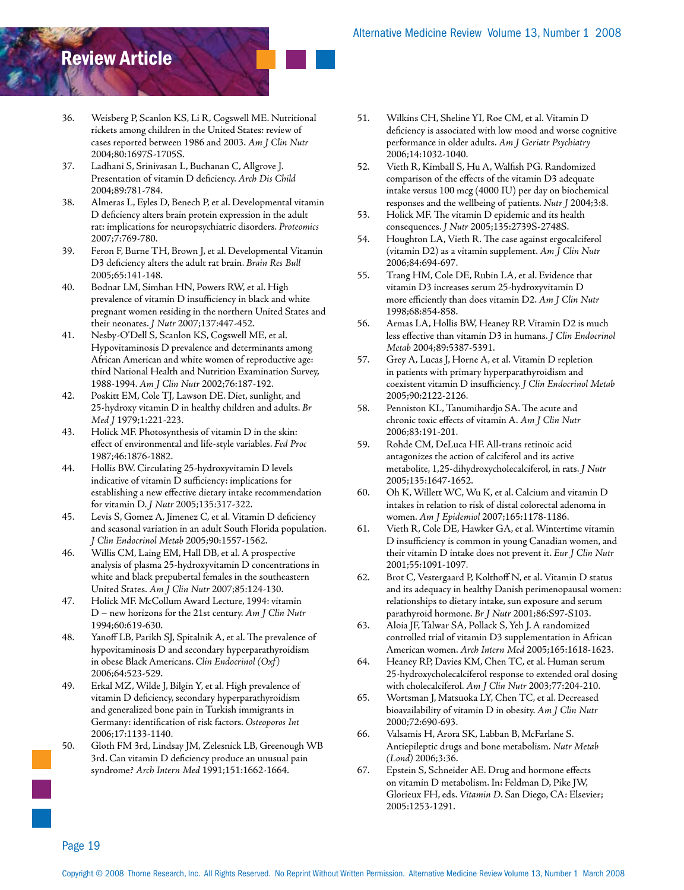36. Weisberg P, Scanlon KS, Li R, Cogswell ME. Nutritional rickets among children in the United States: review of cases reported between 1986 and 2003. *Am J Clin Nutr* 2004;80:1697S-1705S.
37. Ladhani S, Srinivasan L, Buchanan C, Allgrove J. Presentation of vitamin D deficiency. *Arch Dis Child* 2004;89:781-784.
38. Almeras L, Eyles D, Benech P, et al. Developmental vitamin D deficiency alters brain protein expression in the adult rat: implications for neuropsychiatric disorders. *Proteomics* 2007;7:769-780.
39. Feron F, Burne TH, Brown J, et al. Developmental Vitamin D3 deficiency alters the adult rat brain. *Brain Res Bull* 2005;65:141-148.
40. Bodnar LM, Simhan HN, Powers RW, et al. High prevalence of vitamin D insufficiency in black and white pregnant women residing in the northern United States and their neonates. *J Nutr* 2007;137:447-452.
41. Nesby-O'Dell S, Scanlon KS, Cogswell ME, et al. Hypovitaminosis D prevalence and determinants among African American and white women of reproductive age: third National Health and Nutrition Examination Survey, 1988-1994. *Am J Clin Nutr* 2002;76:187-192.
42. Poskitt EM, Cole TJ, Lawson DE. Diet, sunlight, and 25-hydroxy vitamin D in healthy children and adults. *Br Med J* 1979;1:221-223.
43. Holick MF. Photosynthesis of vitamin D in the skin: effect of environmental and life-style variables. *Fed Proc* 1987;46:1876-1882.
44. Hollis BW. Circulating 25-hydroxyvitamin D levels indicative of vitamin D sufficiency: implications for establishing a new effective dietary intake recommendation for vitamin D. *J Nutr* 2005;135:317-322.
45. Levis S, Gomez A, Jimenez C, et al. Vitamin D deficiency and seasonal variation in an adult South Florida population. *J Clin Endocrinol Metab* 2005;90:1557-1562.
46. Willis CM, Laing EM, Hall DB, et al. A prospective analysis of plasma 25-hydroxyvitamin D concentrations in white and black prepubertal females in the southeastern United States. *Am J Clin Nutr* 2007;85:124-130.
47. Holick MF. McCollum Award Lecture, 1994: vitamin D – new horizons for the 21st century. *Am J Clin Nutr* 1994;60:619-630.
48. Yanoff LB, Parikh SJ, Spitalnik A, et al. The prevalence of hypovitaminosis D and secondary hyperparathyroidism in obese Black Americans. *Clin Endocrinol (Oxf)* 2006;64:523-529.
49. Erkal MZ, Wilde J, Bilgin Y, et al. High prevalence of vitamin D deficiency, secondary hyperparathyroidism and generalized bone pain in Turkish immigrants in Germany: identification of risk factors. *Osteoporos Int* 2006;17:1133-1140.
50. Gloth FM 3rd, Lindsay JM, Zelesnick LB, Greenough WB 3rd. Can vitamin D deficiency produce an unusual pain syndrome? *Arch Intern Med* 1991;151:1662-1664.
51. Wilkins CH, Sheline YI, Roe CM, et al. Vitamin D deficiency is associated with low mood and worse cognitive performance in older adults. *Am J Geriatr Psychiatry* 2006;14:1032-1040.
52. Vieth R, Kimball S, Hu A, Walfish PG. Randomized comparison of the effects of the vitamin D3 adequate intake versus 100 mcg (4000 IU) per day on biochemical responses and the wellbeing of patients. *Nutr J* 2004;3:8.
53. Holick MF. The vitamin D epidemic and its health consequences. *J Nutr* 2005;135:2739S-2748S.
54. Houghton LA, Vieth R. The case against ergocalciferol (vitamin D2) as a vitamin supplement. *Am J Clin Nutr* 2006;84:694-697.
55. Trang HM, Cole DE, Rubin LA, et al. Evidence that vitamin D3 increases serum 25-hydroxyvitamin D more efficiently than does vitamin D2. *Am J Clin Nutr* 1998;68:854-858.
56. Armas LA, Hollis BW, Heaney RP. Vitamin D2 is much less effective than vitamin D3 in humans. *J Clin Endocrinol Metab* 2004;89:5387-5391.
57. Grey A, Lucas J, Horne A, et al. Vitamin D repletion in patients with primary hyperparathyroidism and coexistent vitamin D insufficiency. *J Clin Endocrinol Metab* 2005;90:2122-2126.
58. Penniston KL, Tanumihardjo SA. The acute and chronic toxic effects of vitamin A. *Am J Clin Nutr* 2006;83:191-201.
59. Rohde CM, DeLuca HF. All-trans retinoic acid antagonizes the action of calciferol and its active metabolite, 1,25-dihydroxycholecalciferol, in rats. *J Nutr* 2005;135:1647-1652.
60. Oh K, Willett WC, Wu K, et al. Calcium and vitamin D intakes in relation to risk of distal colorectal adenoma in women. *Am J Epidemiol* 2007;165:1178-1186.
61. Vieth R, Cole DE, Hawker GA, et al. Wintertime vitamin D insufficiency is common in young Canadian women, and their vitamin D intake does not prevent it. *Eur J Clin Nutr* 2001;55:1091-1097.
62. Brot C, Vestergaard P, Kolthoff N, et al. Vitamin D status and its adequacy in healthy Danish perimenopausal women: relationships to dietary intake, sun exposure and serum parathyroid hormone. *Br J Nutr* 2001;86:S97-S103.
63. Aloia JF, Talwar SA, Pollack S, Yeh J. A randomized controlled trial of vitamin D3 supplementation in African American women. *Arch Intern Med* 2005;165:1618-1623.
64. Heaney RP, Davies KM, Chen TC, et al. Human serum 25-hydroxycholecalciferol response to extended oral dosing with cholecalciferol. *Am J Clin Nutr* 2003;77:204-210.
65. Wortsman J, Matsuoka LY, Chen TC, et al. Decreased bioavailability of vitamin D in obesity. *Am J Clin Nutr* 2000;72:690-693.
66. Valsamis H, Arora SK, Labban B, McFarlane S. Antiepileptic drugs and bone metabolism. *Nutr Metab (Lond)* 2006;3:36.
67. Epstein S, Schneider AE. Drug and hormone effects on vitamin D metabolism. In: Feldman D, Pike JW, Glorieux FH, eds. *Vitamin D*. San Diego, CA: Elsevier; 2005:1253-1291.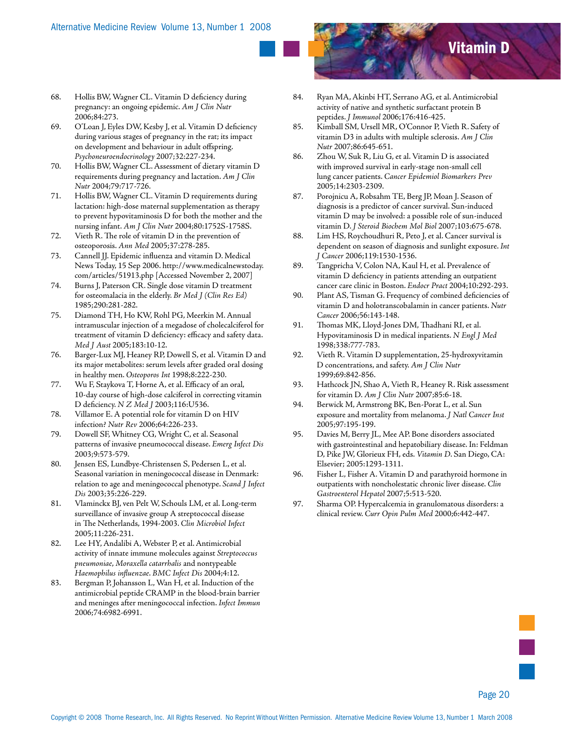68. Hollis BW, Wagner CL. Vitamin D deficiency during pregnancy: an ongoing epidemic. *Am J Clin Nutr* 2006;84:273.
69. O'Loan J, Eyles DW, Kesby J, et al. Vitamin D deficiency during various stages of pregnancy in the rat; its impact on development and behaviour in adult offspring. *Psychoneuroendocrinology* 2007;32:227-234.
70. Hollis BW, Wagner CL. Assessment of dietary vitamin D requirements during pregnancy and lactation. *Am J Clin Nutr* 2004;79:717-726.
71. Hollis BW, Wagner CL. Vitamin D requirements during lactation: high-dose maternal supplementation as therapy to prevent hypovitaminosis D for both the mother and the nursing infant. *Am J Clin Nutr* 2004;80:1752S-1758S.
72. Vieth R. The role of vitamin D in the prevention of osteoporosis. *Ann Med* 2005;37:278-285.
73. Cannell JJ. Epidemic influenza and vitamin D. Medical News Today, 15 Sep 2006. http://www.medicalnewstoday.com/articles/51913.php [Accessed November 2, 2007]
74. Burns J, Paterson CR. Single dose vitamin D treatment for osteomalacia in the elderly. *Br Med J (Clin Res Ed)* 1985;290:281-282.
75. Diamond TH, Ho KW, Rohl PG, Meerkin M. Annual intramuscular injection of a megadose of cholecalciferol for treatment of vitamin D deficiency: efficacy and safety data. *Med J Aust* 2005;183:10-12.
76. Barger-Lux MJ, Heaney RP, Dowell S, et al. Vitamin D and its major metabolites: serum levels after graded oral dosing in healthy men. *Osteoporos Int* 1998;8:222-230.
77. Wu F, Staykova T, Horne A, et al. Efficacy of an oral, 10-day course of high-dose calciferol in correcting vitamin D deficiency. *N Z Med J* 2003;116:U536.
78. Villamor E. A potential role for vitamin D on HIV infection? *Nutr Rev* 2006;64:226-233.
79. Dowell SF, Whitney CG, Wright C, et al. Seasonal patterns of invasive pneumococcal disease. *Emerg Infect Dis* 2003;9:573-579.
80. Jensen ES, Lundbye-Christensen S, Pedersen L, et al. Seasonal variation in meningococcal disease in Denmark: relation to age and meningococcal phenotype. *Scand J Infect Dis* 2003;35:226-229.
81. Vlaminckx BJ, van Pelt W, Schouls LM, et al. Long-term surveillance of invasive group A streptococcal disease in The Netherlands, 1994-2003. *Clin Microbiol Infect* 2005;11:226-231.
82. Lee HY, Andalibi A, Webster P, et al. Antimicrobial activity of innate immune molecules against *Streptococcus pneumoniae*, *Moraxella catarrhalis* and nontypeable *Haemophilus influenzae*. *BMC Infect Dis* 2004;4:12.
83. Bergman P, Johansson L, Wan H, et al. Induction of the antimicrobial peptide CRAMP in the blood-brain barrier and meninges after meningococcal infection. *Infect Immun* 2006;74:6982-6991.
84. Ryan MA, Akinbi HT, Serrano AG, et al. Antimicrobial activity of native and synthetic surfactant protein B peptides. *J Immunol* 2006;176:416-425.
85. Kimball SM, Ursell MR, O'Connor P, Vieth R. Safety of vitamin D3 in adults with multiple sclerosis. *Am J Clin Nutr* 2007;86:645-651.
86. Zhou W, Suk R, Liu G, et al. Vitamin D is associated with improved survival in early-stage non-small cell lung cancer patients. *Cancer Epidemiol Biomarkers Prev* 2005;14:2303-2309.
87. Porojnicu A, Robsahm TE, Berg JP, Moan J. Season of diagnosis is a predictor of cancer survival. Sun-induced vitamin D may be involved: a possible role of sun-induced vitamin D. *J Steroid Biochem Mol Biol* 2007;103:675-678.
88. Lim HS, Roychoudhuri R, Peto J, et al. Cancer survival is dependent on season of diagnosis and sunlight exposure. *Int J Cancer* 2006;119:1530-1536.
89. Tangpricha V, Colon NA, Kaul H, et al. Prevalence of vitamin D deficiency in patients attending an outpatient cancer care clinic in Boston. *Endocr Pract* 2004;10:292-293.
90. Plant AS, Tisman G. Frequency of combined deficiencies of vitamin D and holotranscobalamin in cancer patients. *Nutr Cancer* 2006;56:143-148.
91. Thomas MK, Lloyd-Jones DM, Thadhani RI, et al. Hypovitaminosis D in medical inpatients. *N Engl J Med* 1998;338:777-783.
92. Vieth R. Vitamin D supplementation, 25-hydroxyvitamin D concentrations, and safety. *Am J Clin Nutr* 1999;69:842-856.
93. Hathcock JN, Shao A, Vieth R, Heaney R. Risk assessment for vitamin D. *Am J Clin Nutr* 2007;85:6-18.
94. Berwick M, Armstrong BK, Ben-Porat L, et al. Sun exposure and mortality from melanoma. *J Natl Cancer Inst* 2005;97:195-199.
95. Davies M, Berry JL, Mee AP. Bone disorders associated with gastrointestinal and hepatobiliary disease. In: Feldman D, Pike JW, Glorieux FH, eds. *Vitamin D*. San Diego, CA: Elsevier; 2005:1293-1311.
96. Fisher L, Fisher A. Vitamin D and parathyroid hormone in outpatients with noncholestatic chronic liver disease. *Clin Gastroenterol Hepatol* 2007;5:513-520.
97. Sharma OP. Hypercalcemia in granulomatous disorders: a clinical review. *Curr Opin Pulm Med* 2000;6:442-447.